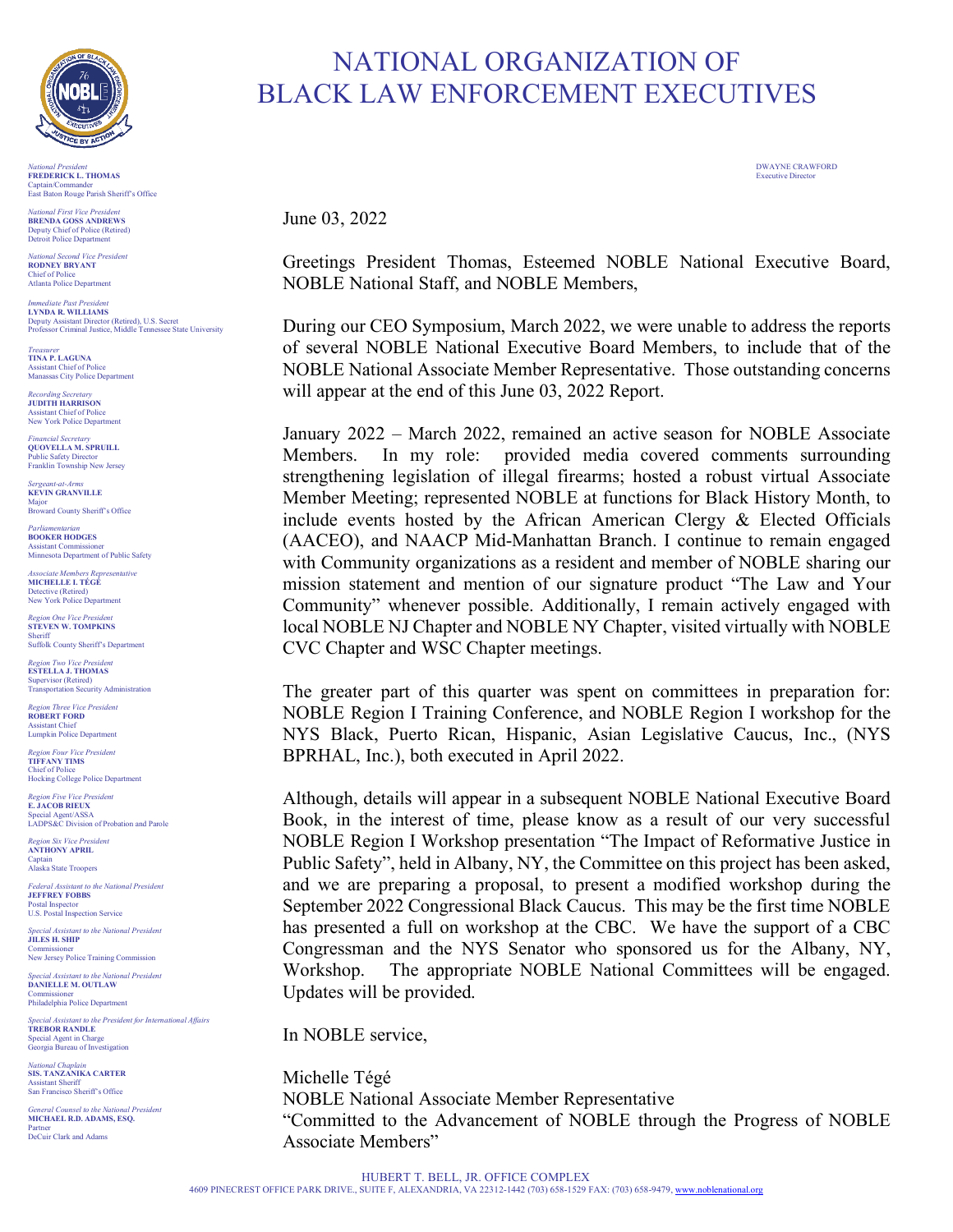# NATIONAL ORGANIZATION OF BLACK LAW ENFORCEMENT EXECUTIVES

*National President*
**FREDERICK L. THOMAS**
Captain/Commander
East Baton Rouge Parish Sheriff's Office

*National First Vice President*
**BRENDA GOSS ANDREWS**
Deputy Chief of Police (Retired)
Detroit Police Department

*National Second Vice President*
**RODNEY BRYANT**
Chief of Police
Atlanta Police Department

*Immediate Past President*
**LYNDA R. WILLIAMS**
Deputy Assistant Director (Retired), U.S. Secret
Professor Criminal Justice, Middle Tennessee State University

*Treasurer*
**TINA P. LAGUNA**
Assistant Chief of Police
Manassas City Police Department

*Recording Secretary*
**JUDITH HARRISON**
Assistant Chief of Police
New York Police Department

*Financial Secretary*
**QUOVELLA M. SPRUILL**
Public Safety Director
Franklin Township New Jersey

*Sergeant-at-Arms*
**KEVIN GRANVILLE**
Major
Broward County Sheriff's Office

*Parliamentarian*
**BOOKER HODGES**
Assistant Commissioner
Minnesota Department of Public Safety

*Associate Members Representative*
**MICHELLE I. TÉGÉ**
Detective (Retired)
New York Police Department

*Region One Vice President*
**STEVEN W. TOMPKINS**
Sheriff
Suffolk County Sheriff's Department

*Region Two Vice President*
**ESTELLA J. THOMAS**
Supervisor (Retired)
Transportation Security Administration

*Region Three Vice President*
**ROBERT FORD**
Assistant Chief
Lumpkin Police Department

*Region Four Vice President*
**TIFFANY TIMS**
Chief of Police
Hocking College Police Department

*Region Five Vice President*
**E. JACOB RIEUX**
Special Agent/ASSA
LADPS&C Division of Probation and Parole

*Region Six Vice President*
**ANTHONY APRIL**
Captain
Alaska State Troopers

*Federal Assistant to the National President*
**JEFFREY FOBBS**
Postal Inspector
U.S. Postal Inspection Service

*Special Assistant to the National President*
**JILES H. SHIP**
Commissioner
New Jersey Police Training Commission

*Special Assistant to the National President*
**DANIELLE M. OUTLAW**
Commissioner
Philadelphia Police Department

*Special Assistant to the President for International Affairs*
**TREBOR RANDLE**
Special Agent in Charge
Georgia Bureau of Investigation

*National Chaplain*
**SIS. TANZANIKA CARTER**
Assistant Sheriff
San Francisco Sheriff's Office

*General Counsel to the National President*
**MICHAEL R.D. ADAMS, ESQ.**
Partner
DeCuir Clark and Adams

DWAYNE CRAWFORD
Executive Director

June 03, 2022

Greetings President Thomas, Esteemed NOBLE National Executive Board, NOBLE National Staff, and NOBLE Members,

During our CEO Symposium, March 2022, we were unable to address the reports of several NOBLE National Executive Board Members, to include that of the NOBLE National Associate Member Representative. Those outstanding concerns will appear at the end of this June 03, 2022 Report.

January 2022 – March 2022, remained an active season for NOBLE Associate Members. In my role: provided media covered comments surrounding strengthening legislation of illegal firearms; hosted a robust virtual Associate Member Meeting; represented NOBLE at functions for Black History Month, to include events hosted by the African American Clergy & Elected Officials (AACEO), and NAACP Mid-Manhattan Branch. I continue to remain engaged with Community organizations as a resident and member of NOBLE sharing our mission statement and mention of our signature product "The Law and Your Community" whenever possible. Additionally, I remain actively engaged with local NOBLE NJ Chapter and NOBLE NY Chapter, visited virtually with NOBLE CVC Chapter and WSC Chapter meetings.

The greater part of this quarter was spent on committees in preparation for: NOBLE Region I Training Conference, and NOBLE Region I workshop for the NYS Black, Puerto Rican, Hispanic, Asian Legislative Caucus, Inc., (NYS BPRHAL, Inc.), both executed in April 2022.

Although, details will appear in a subsequent NOBLE National Executive Board Book, in the interest of time, please know as a result of our very successful NOBLE Region I Workshop presentation "The Impact of Reformative Justice in Public Safety", held in Albany, NY, the Committee on this project has been asked, and we are preparing a proposal, to present a modified workshop during the September 2022 Congressional Black Caucus. This may be the first time NOBLE has presented a full on workshop at the CBC. We have the support of a CBC Congressman and the NYS Senator who sponsored us for the Albany, NY, Workshop. The appropriate NOBLE National Committees will be engaged. Updates will be provided.

In NOBLE service,

Michelle Tégé
NOBLE National Associate Member Representative
"Committed to the Advancement of NOBLE through the Progress of NOBLE Associate Members"

HUBERT T. BELL, JR. OFFICE COMPLEX
4609 PINECREST OFFICE PARK DRIVE., SUITE F, ALEXANDRIA, VA 22312-1442 (703) 658-1529 FAX: (703) 658-9479, www.noblenational.org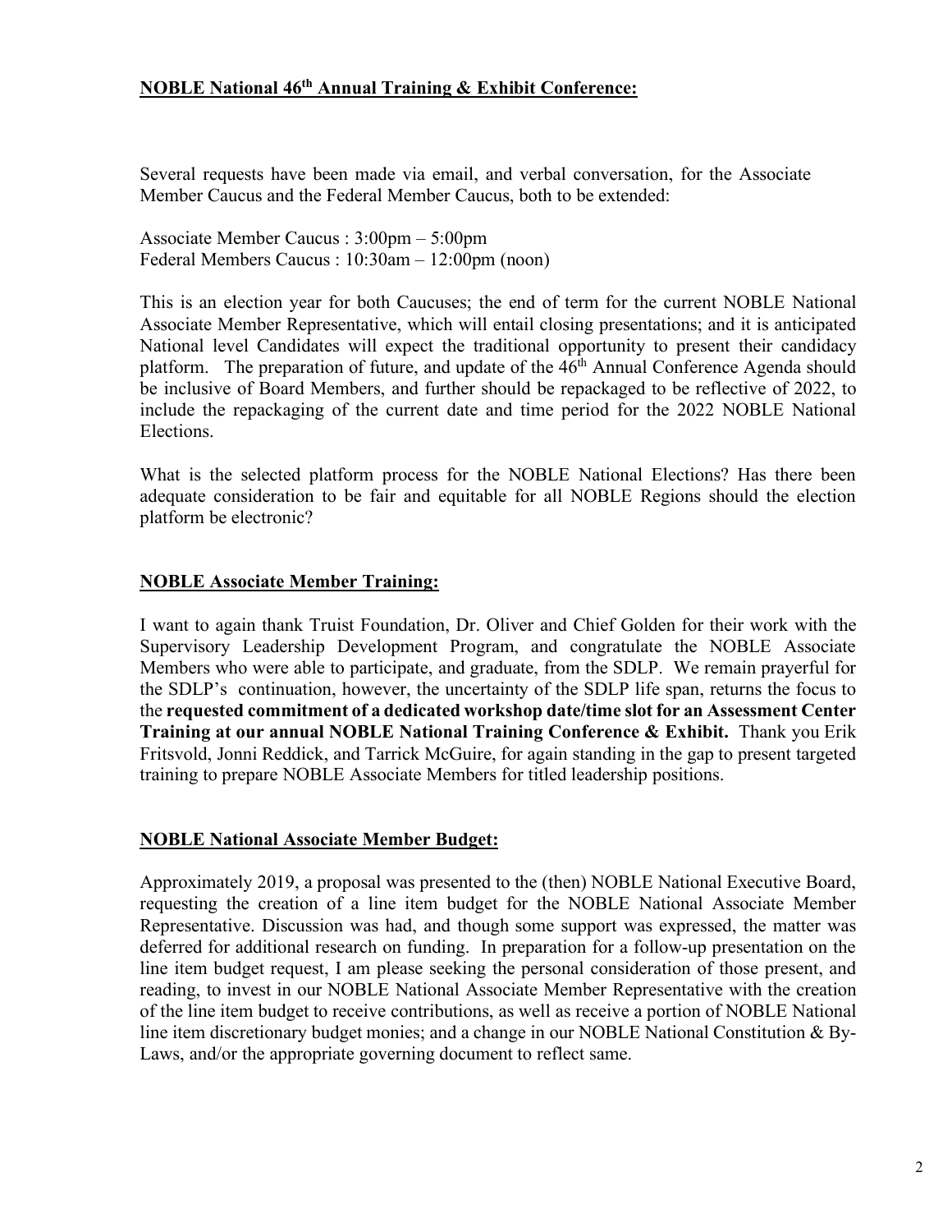## **NOBLE National 46th Annual Training & Exhibit Conference:**

Several requests have been made via email, and verbal conversation, for the Associate Member Caucus and the Federal Member Caucus, both to be extended:

Associate Member Caucus : 3:00pm – 5:00pm
Federal Members Caucus : 10:30am – 12:00pm (noon)

This is an election year for both Caucuses; the end of term for the current NOBLE National Associate Member Representative, which will entail closing presentations; and it is anticipated National level Candidates will expect the traditional opportunity to present their candidacy platform. The preparation of future, and update of the 46th Annual Conference Agenda should be inclusive of Board Members, and further should be repackaged to be reflective of 2022, to include the repackaging of the current date and time period for the 2022 NOBLE National Elections.

What is the selected platform process for the NOBLE National Elections? Has there been adequate consideration to be fair and equitable for all NOBLE Regions should the election platform be electronic?

## **NOBLE Associate Member Training:**

I want to again thank Truist Foundation, Dr. Oliver and Chief Golden for their work with the Supervisory Leadership Development Program, and congratulate the NOBLE Associate Members who were able to participate, and graduate, from the SDLP. We remain prayerful for the SDLP's continuation, however, the uncertainty of the SDLP life span, returns the focus to the **requested commitment of a dedicated workshop date/time slot for an Assessment Center Training at our annual NOBLE National Training Conference & Exhibit.** Thank you Erik Fritsvold, Jonni Reddick, and Tarrick McGuire, for again standing in the gap to present targeted training to prepare NOBLE Associate Members for titled leadership positions.

## **NOBLE National Associate Member Budget:**

Approximately 2019, a proposal was presented to the (then) NOBLE National Executive Board, requesting the creation of a line item budget for the NOBLE National Associate Member Representative. Discussion was had, and though some support was expressed, the matter was deferred for additional research on funding. In preparation for a follow-up presentation on the line item budget request, I am please seeking the personal consideration of those present, and reading, to invest in our NOBLE National Associate Member Representative with the creation of the line item budget to receive contributions, as well as receive a portion of NOBLE National line item discretionary budget monies; and a change in our NOBLE National Constitution & By-Laws, and/or the appropriate governing document to reflect same.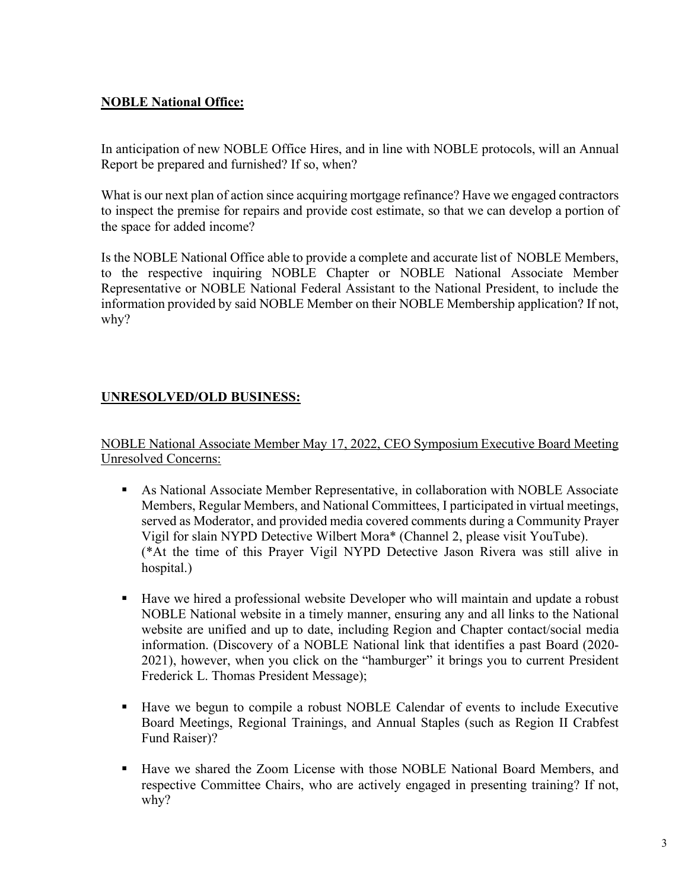**NOBLE National Office:**

In anticipation of new NOBLE Office Hires, and in line with NOBLE protocols, will an Annual Report be prepared and furnished? If so, when?

What is our next plan of action since acquiring mortgage refinance? Have we engaged contractors to inspect the premise for repairs and provide cost estimate, so that we can develop a portion of the space for added income?

Is the NOBLE National Office able to provide a complete and accurate list of NOBLE Members, to the respective inquiring NOBLE Chapter or NOBLE National Associate Member Representative or NOBLE National Federal Assistant to the National President, to include the information provided by said NOBLE Member on their NOBLE Membership application? If not, why?

**UNRESOLVED/OLD BUSINESS:**

NOBLE National Associate Member May 17, 2022, CEO Symposium Executive Board Meeting Unresolved Concerns:

- As National Associate Member Representative, in collaboration with NOBLE Associate Members, Regular Members, and National Committees, I participated in virtual meetings, served as Moderator, and provided media covered comments during a Community Prayer Vigil for slain NYPD Detective Wilbert Mora* (Channel 2, please visit YouTube). (*At the time of this Prayer Vigil NYPD Detective Jason Rivera was still alive in hospital.)

- Have we hired a professional website Developer who will maintain and update a robust NOBLE National website in a timely manner, ensuring any and all links to the National website are unified and up to date, including Region and Chapter contact/social media information. (Discovery of a NOBLE National link that identifies a past Board (2020-2021), however, when you click on the "hamburger" it brings you to current President Frederick L. Thomas President Message);

- Have we begun to compile a robust NOBLE Calendar of events to include Executive Board Meetings, Regional Trainings, and Annual Staples (such as Region II Crabfest Fund Raiser)?

- Have we shared the Zoom License with those NOBLE National Board Members, and respective Committee Chairs, who are actively engaged in presenting training? If not, why?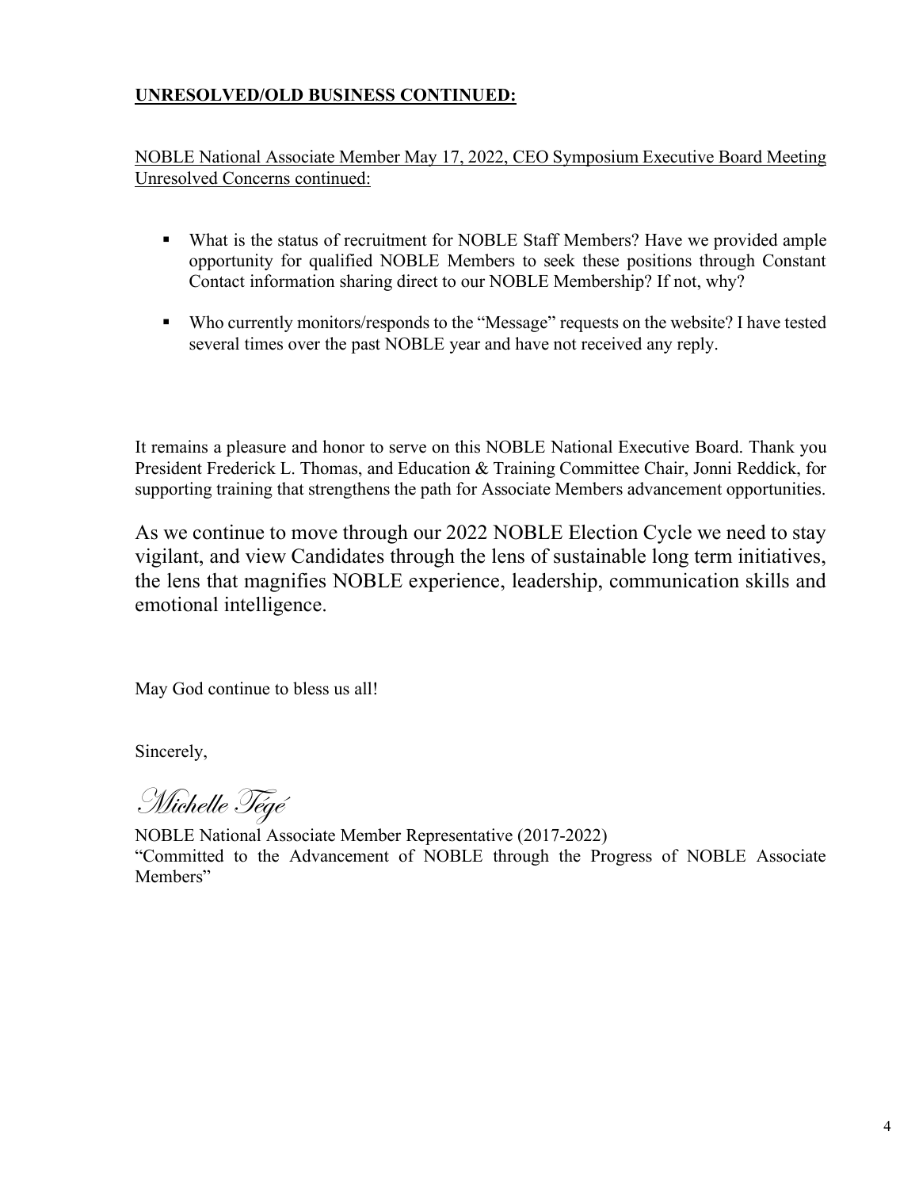**UNRESOLVED/OLD BUSINESS CONTINUED:**

NOBLE National Associate Member May 17, 2022, CEO Symposium Executive Board Meeting Unresolved Concerns continued:

- What is the status of recruitment for NOBLE Staff Members? Have we provided ample opportunity for qualified NOBLE Members to seek these positions through Constant Contact information sharing direct to our NOBLE Membership? If not, why?
- Who currently monitors/responds to the "Message" requests on the website? I have tested several times over the past NOBLE year and have not received any reply.

It remains a pleasure and honor to serve on this NOBLE National Executive Board. Thank you President Frederick L. Thomas, and Education & Training Committee Chair, Jonni Reddick, for supporting training that strengthens the path for Associate Members advancement opportunities.

As we continue to move through our 2022 NOBLE Election Cycle we need to stay vigilant, and view Candidates through the lens of sustainable long term initiatives, the lens that magnifies NOBLE experience, leadership, communication skills and emotional intelligence.

May God continue to bless us all!

Sincerely,

*Michelle Tégé*

NOBLE National Associate Member Representative (2017-2022)
"Committed to the Advancement of NOBLE through the Progress of NOBLE Associate Members"